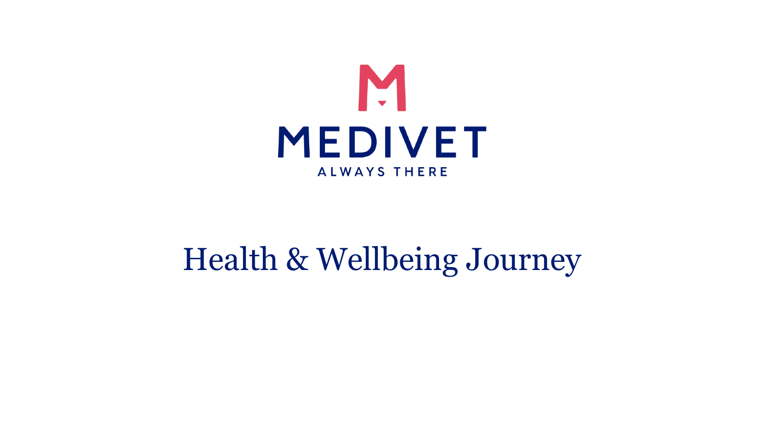MEDIVET

ALWAYS THERE

# Health & Wellbeing Journey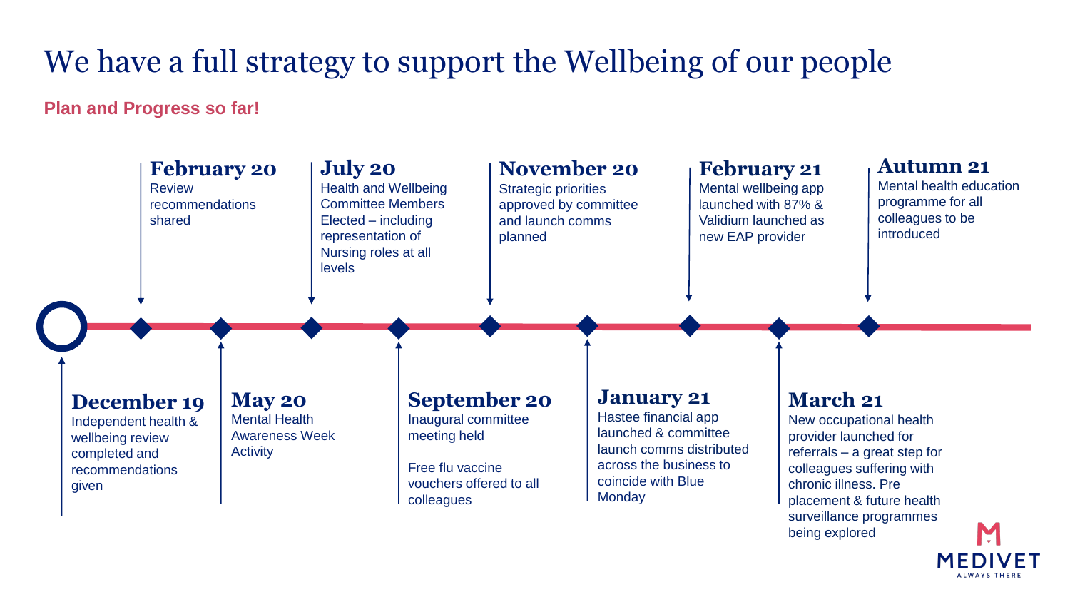# We have a full strategy to support the Wellbeing of our people

**Plan and Progress so far!**

### December 19
Independent health & wellbeing review completed and recommendations given

### February 20
Review recommendations shared

### May 20
Mental Health Awareness Week Activity

### July 20
Health and Wellbeing Committee Members Elected – including representation of Nursing roles at all levels

### September 20
Inaugural committee meeting held

Free flu vaccine vouchers offered to all colleagues

### November 20
Strategic priorities approved by committee and launch comms planned

### January 21
Hastee financial app launched & committee launch comms distributed across the business to coincide with Blue Monday

### February 21
Mental wellbeing app launched with 87% & Validium launched as new EAP provider

### March 21
New occupational health provider launched for referrals – a great step for colleagues suffering with chronic illness. Pre placement & future health surveillance programmes being explored

### Autumn 21
Mental health education programme for all colleagues to be introduced

MEDIVET
ALWAYS THERE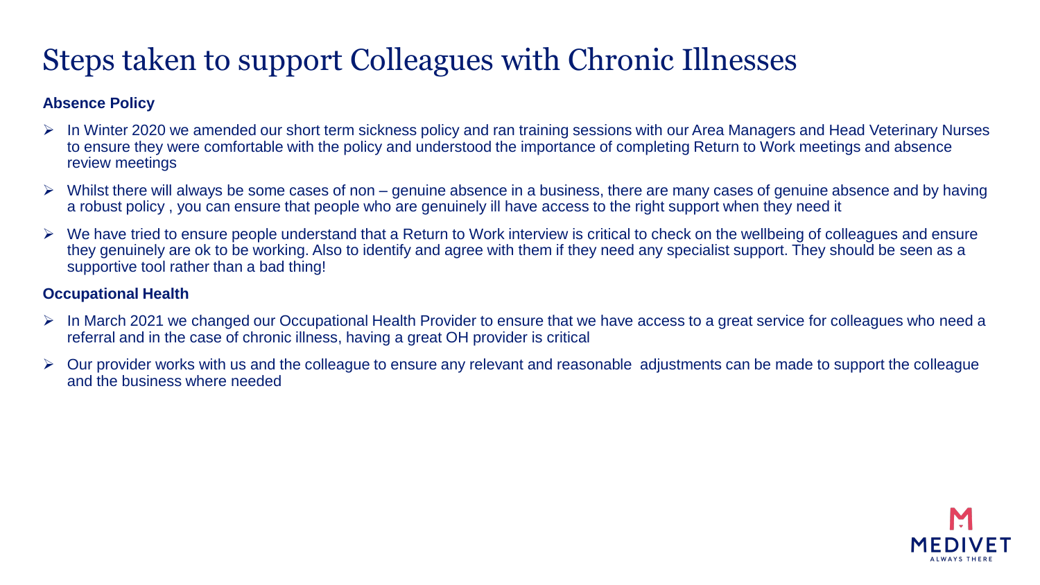# Steps taken to support Colleagues with Chronic Illnesses

**Absence Policy**

- In Winter 2020 we amended our short term sickness policy and ran training sessions with our Area Managers and Head Veterinary Nurses to ensure they were comfortable with the policy and understood the importance of completing Return to Work meetings and absence review meetings
- Whilst there will always be some cases of non – genuine absence in a business, there are many cases of genuine absence and by having a robust policy , you can ensure that people who are genuinely ill have access to the right support when they need it
- We have tried to ensure people understand that a Return to Work interview is critical to check on the wellbeing of colleagues and ensure they genuinely are ok to be working. Also to identify and agree with them if they need any specialist support. They should be seen as a supportive tool rather than a bad thing!

**Occupational Health**

- In March 2021 we changed our Occupational Health Provider to ensure that we have access to a great service for colleagues who need a referral and in the case of chronic illness, having a great OH provider is critical
- Our provider works with us and the colleague to ensure any relevant and reasonable adjustments can be made to support the colleague and the business where needed

MEDIVET
ALWAYS THERE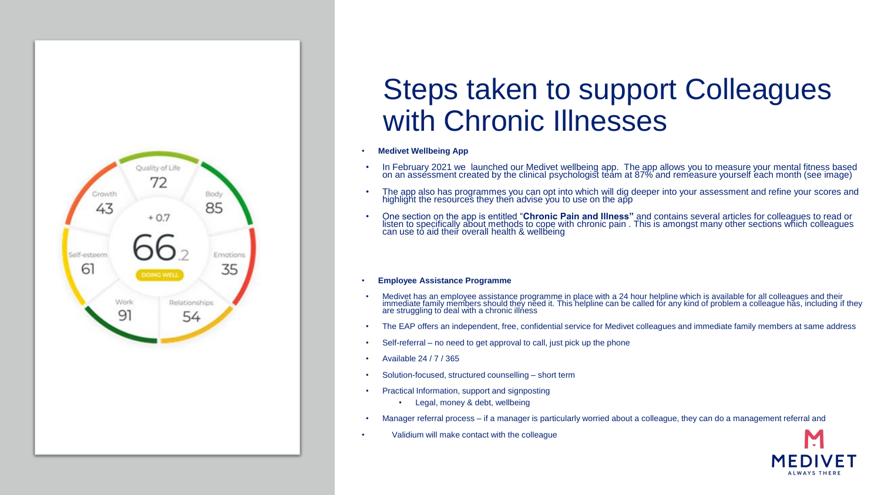Quality of Life
72
Body
85
Emotions
35
Relationships
54
Work
91
Self-esteem
61
Growth
43
+ 0.7
66.2
DOING WELL

# Steps taken to support Colleagues with Chronic Illnesses

- **Medivet Wellbeing App**
- In February 2021 we launched our Medivet wellbeing app. The app allows you to measure your mental fitness based on an assessment created by the clinical psychologist team at 87% and remeasure yourself each month (see image)
- The app also has programmes you can opt into which will dig deeper into your assessment and refine your scores and highlight the resources they then advise you to use on the app
- One section on the app is entitled "**Chronic Pain and Illness"** and contains several articles for colleagues to read or listen to specifically about methods to cope with chronic pain . This is amongst many other sections which colleagues can use to aid their overall health & wellbeing

- **Employee Assistance Programme**
- Medivet has an employee assistance programme in place with a 24 hour helpline which is available for all colleagues and their immediate family members should they need it. This helpline can be called for any kind of problem a colleague has, including if they are struggling to deal with a chronic illness
- The EAP offers an independent, free, confidential service for Medivet colleagues and immediate family members at same address
- Self-referral – no need to get approval to call, just pick up the phone
- Available 24 / 7 / 365
- Solution-focused, structured counselling – short term
- Practical Information, support and signposting
  - Legal, money & debt, wellbeing
- Manager referral process – if a manager is particularly worried about a colleague, they can do a management referral and
- Validium will make contact with the colleague

MEDIVET
ALWAYS THERE